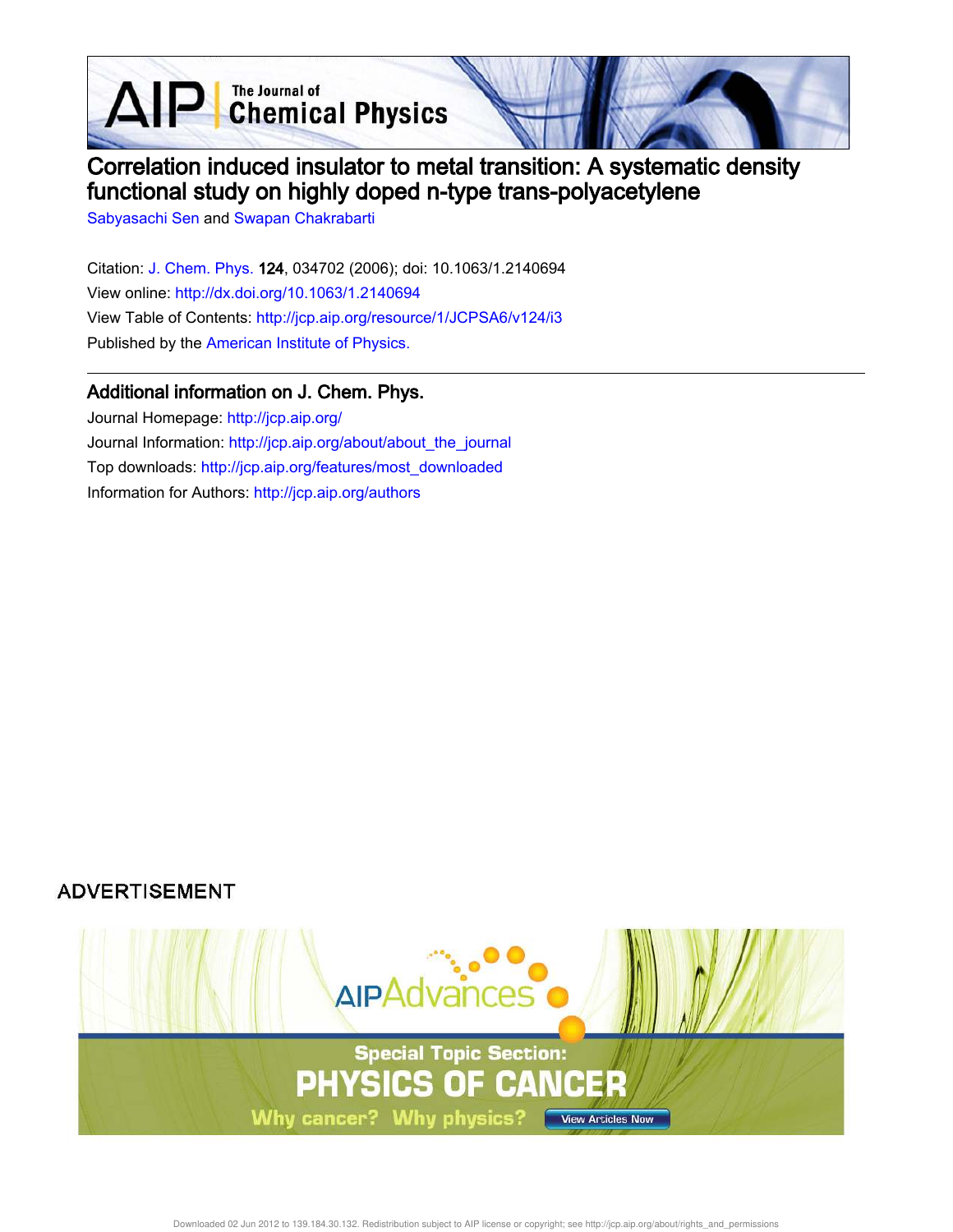# Correlation induced insulator to metal transition: A systematic density functional study on highly doped n-type trans-polyacetylene

Sabyasachi Sen and Swapan Chakrabarti

Citation: J. Chem. Phys. **124**, 034702 (2006); doi: 10.1063/1.2140694

View online: http://dx.doi.org/10.1063/1.2140694

View Table of Contents: http://jcp.aip.org/resource/1/JCPSA6/v124/i3

Published by the American Institute of Physics.

## Additional information on J. Chem. Phys.

Journal Homepage: http://jcp.aip.org/

Journal Information: http://jcp.aip.org/about/about_the_journal

Top downloads: http://jcp.aip.org/features/most_downloaded

Information for Authors: http://jcp.aip.org/authors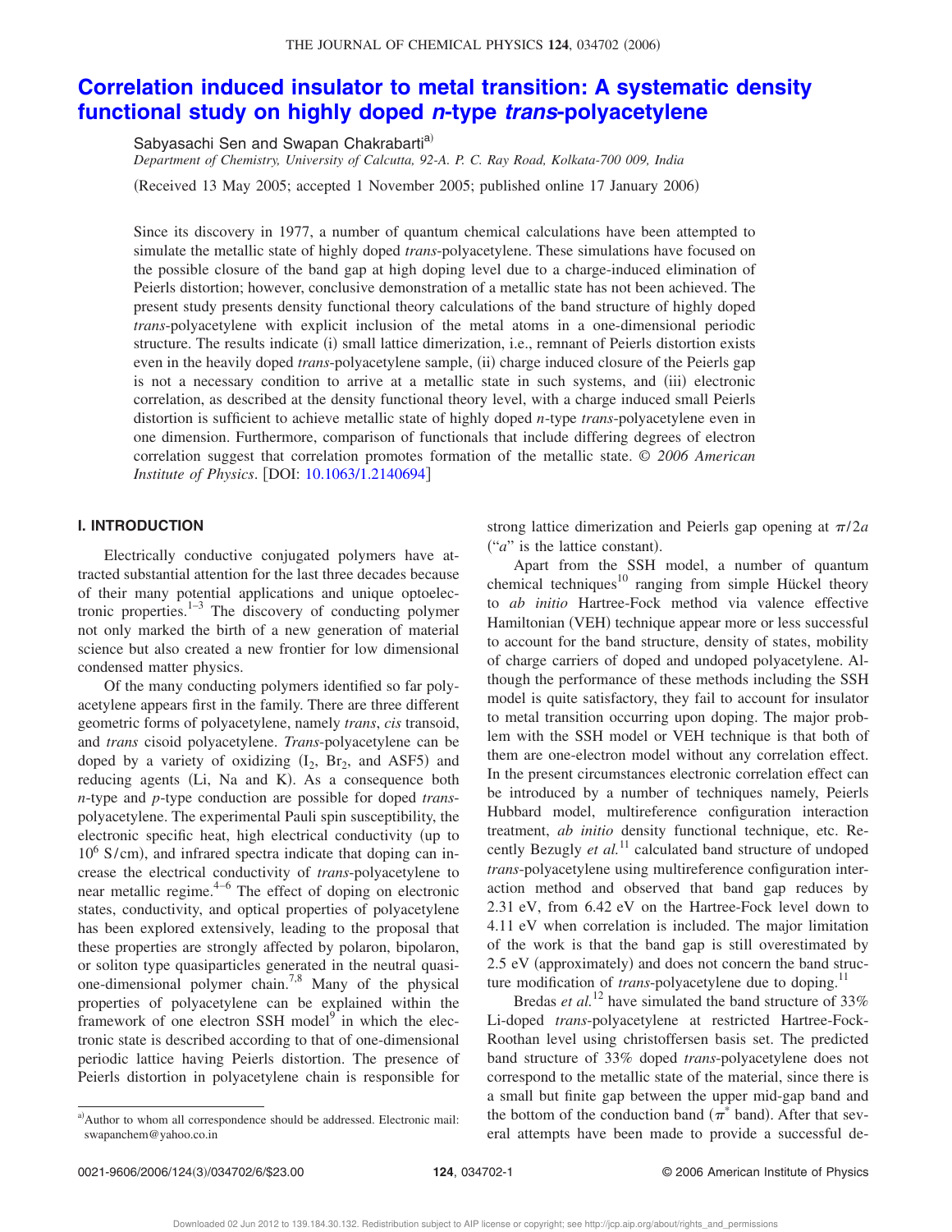# Correlation induced insulator to metal transition: A systematic density functional study on highly doped *n*-type *trans*-polyacetylene

Sabyasachi Sen and Swapan Chakrabarti[a)]

*Department of Chemistry, University of Calcutta, 92-A. P. C. Ray Road, Kolkata-700 009, India*

(Received 13 May 2005; accepted 1 November 2005; published online 17 January 2006)

Since its discovery in 1977, a number of quantum chemical calculations have been attempted to simulate the metallic state of highly doped *trans*-polyacetylene. These simulations have focused on the possible closure of the band gap at high doping level due to a charge-induced elimination of Peierls distortion; however, conclusive demonstration of a metallic state has not been achieved. The present study presents density functional theory calculations of the band structure of highly doped *trans*-polyacetylene with explicit inclusion of the metal atoms in a one-dimensional periodic structure. The results indicate (i) small lattice dimerization, i.e., remnant of Peierls distortion exists even in the heavily doped *trans*-polyacetylene sample, (ii) charge induced closure of the Peierls gap is not a necessary condition to arrive at a metallic state in such systems, and (iii) electronic correlation, as described at the density functional theory level, with a charge induced small Peierls distortion is sufficient to achieve metallic state of highly doped *n*-type *trans*-polyacetylene even in one dimension. Furthermore, comparison of functionals that include differing degrees of electron correlation suggest that correlation promotes formation of the metallic state. © *2006 American Institute of Physics*. [DOI: 10.1063/1.2140694]

## I. INTRODUCTION

Electrically conductive conjugated polymers have attracted substantial attention for the last three decades because of their many potential applications and unique optoelectronic properties.[1–3] The discovery of conducting polymer not only marked the birth of a new generation of material science but also created a new frontier for low dimensional condensed matter physics.

Of the many conducting polymers identified so far polyacetylene appears first in the family. There are three different geometric forms of polyacetylene, namely *trans*, *cis* transoid, and *trans* cisoid polyacetylene. *Trans*-polyacetylene can be doped by a variety of oxidizing ($I_2$, $Br_2$, and ASF5) and reducing agents (Li, Na and K). As a consequence both *n*-type and *p*-type conduction are possible for doped *trans*-polyacetylene. The experimental Pauli spin susceptibility, the electronic specific heat, high electrical conductivity (up to $10^6$ S/cm), and infrared spectra indicate that doping can increase the electrical conductivity of *trans*-polyacetylene to near metallic regime.[4–6] The effect of doping on electronic states, conductivity, and optical properties of polyacetylene has been explored extensively, leading to the proposal that these properties are strongly affected by polaron, bipolaron, or soliton type quasiparticles generated in the neutral quasi-one-dimensional polymer chain.[7,8] Many of the physical properties of polyacetylene can be explained within the framework of one electron SSH model[9] in which the electronic state is described according to that of one-dimensional periodic lattice having Peierls distortion. The presence of Peierls distortion in polyacetylene chain is responsible for strong lattice dimerization and Peierls gap opening at $\pi/2a$ ("$a$" is the lattice constant).

Apart from the SSH model, a number of quantum chemical techniques[10] ranging from simple Hückel theory to *ab initio* Hartree-Fock method via valence effective Hamiltonian (VEH) technique appear more or less successful to account for the band structure, density of states, mobility of charge carriers of doped and undoped polyacetylene. Although the performance of these methods including the SSH model is quite satisfactory, they fail to account for insulator to metal transition occurring upon doping. The major problem with the SSH model or VEH technique is that both of them are one-electron model without any correlation effect. In the present circumstances electronic correlation effect can be introduced by a number of techniques namely, Peierls Hubbard model, multireference configuration interaction treatment, *ab initio* density functional technique, etc. Recently Bezugly *et al.*[11] calculated band structure of undoped *trans*-polyacetylene using multireference configuration interaction method and observed that band gap reduces by 2.31 eV, from 6.42 eV on the Hartree-Fock level down to 4.11 eV when correlation is included. The major limitation of the work is that the band gap is still overestimated by 2.5 eV (approximately) and does not concern the band structure modification of *trans*-polyacetylene due to doping.[11]

Bredas *et al.*[12] have simulated the band structure of 33% Li-doped *trans*-polyacetylene at restricted Hartree-Fock-Roothan level using christoffersen basis set. The predicted band structure of 33% doped *trans*-polyacetylene does not correspond to the metallic state of the material, since there is a small but finite gap between the upper mid-gap band and the bottom of the conduction band ($\pi^*$ band). After that several attempts have been made to provide a successful de-

[a)]Author to whom all correspondence should be addressed. Electronic mail: swapanchem@yahoo.co.in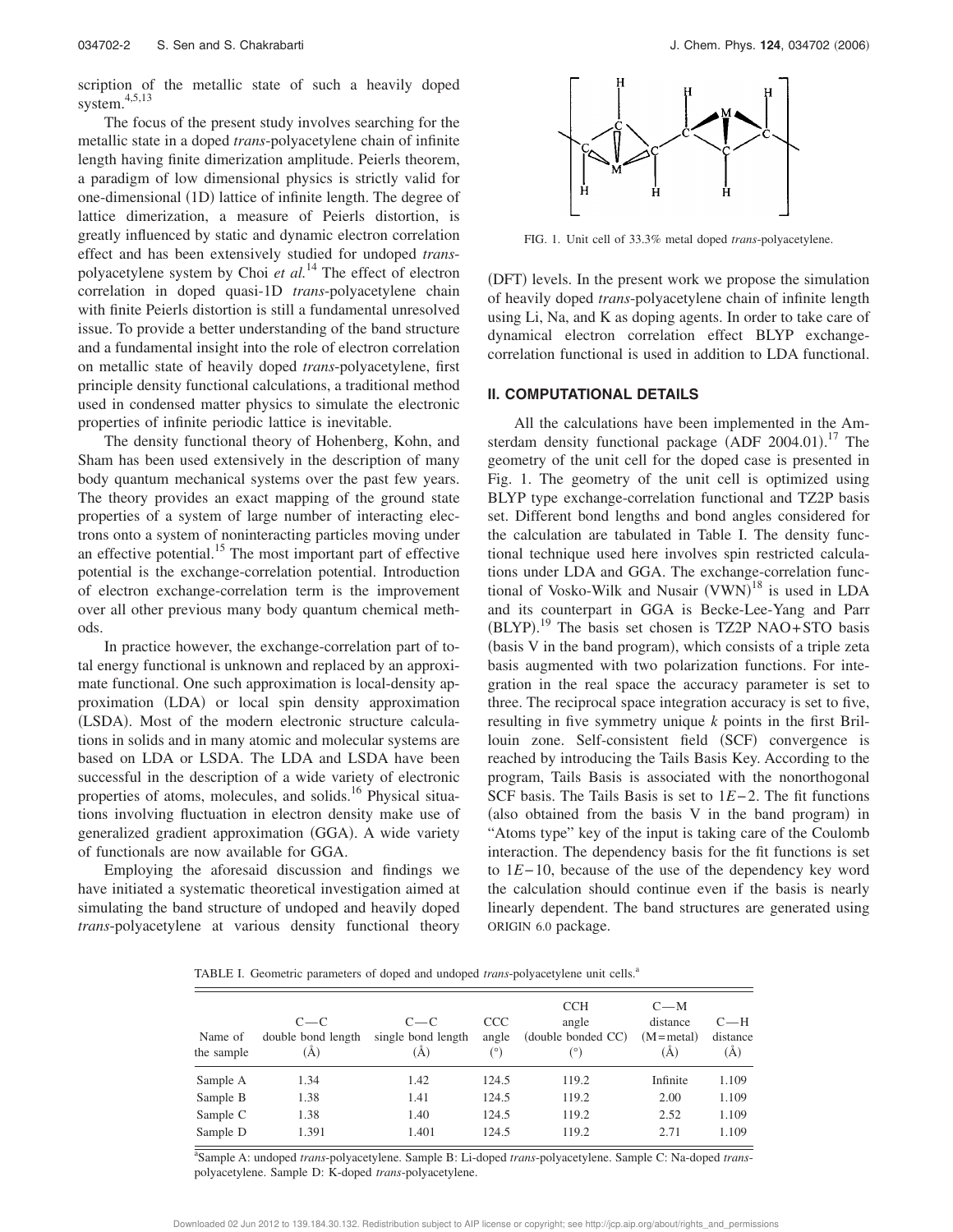scription of the metallic state of such a heavily doped system.[4,5,13]

The focus of the present study involves searching for the metallic state in a doped *trans*-polyacetylene chain of infinite length having finite dimerization amplitude. Peierls theorem, a paradigm of low dimensional physics is strictly valid for one-dimensional (1D) lattice of infinite length. The degree of lattice dimerization, a measure of Peierls distortion, is greatly influenced by static and dynamic electron correlation effect and has been extensively studied for undoped *trans*-polyacetylene system by Choi *et al.*[14] The effect of electron correlation in doped quasi-1D *trans*-polyacetylene chain with finite Peierls distortion is still a fundamental unresolved issue. To provide a better understanding of the band structure and a fundamental insight into the role of electron correlation on metallic state of heavily doped *trans*-polyacetylene, first principle density functional calculations, a traditional method used in condensed matter physics to simulate the electronic properties of infinite periodic lattice is inevitable.

The density functional theory of Hohenberg, Kohn, and Sham has been used extensively in the description of many body quantum mechanical systems over the past few years. The theory provides an exact mapping of the ground state properties of a system of large number of interacting electrons onto a system of noninteracting particles moving under an effective potential.[15] The most important part of effective potential is the exchange-correlation potential. Introduction of electron exchange-correlation term is the improvement over all other previous many body quantum chemical methods.

In practice however, the exchange-correlation part of total energy functional is unknown and replaced by an approximate functional. One such approximation is local-density approximation (LDA) or local spin density approximation (LSDA). Most of the modern electronic structure calculations in solids and in many atomic and molecular systems are based on LDA or LSDA. The LDA and LSDA have been successful in the description of a wide variety of electronic properties of atoms, molecules, and solids.[16] Physical situations involving fluctuation in electron density make use of generalized gradient approximation (GGA). A wide variety of functionals are now available for GGA.

Employing the aforesaid discussion and findings we have initiated a systematic theoretical investigation aimed at simulating the band structure of undoped and heavily doped *trans*-polyacetylene at various density functional theory (DFT) levels. In the present work we propose the simulation of heavily doped *trans*-polyacetylene chain of infinite length using Li, Na, and K as doping agents. In order to take care of dynamical electron correlation effect BLYP exchange-correlation functional is used in addition to LDA functional.

FIG. 1. Unit cell of 33.3% metal doped *trans*-polyacetylene.

## II. COMPUTATIONAL DETAILS

All the calculations have been implemented in the Amsterdam density functional package (ADF 2004.01).[17] The geometry of the unit cell for the doped case is presented in Fig. 1. The geometry of the unit cell is optimized using BLYP type exchange-correlation functional and TZ2P basis set. Different bond lengths and bond angles considered for the calculation are tabulated in Table I. The density functional technique used here involves spin restricted calculations under LDA and GGA. The exchange-correlation functional of Vosko-Wilk and Nusair (VWN)[18] is used in LDA and its counterpart in GGA is Becke-Lee-Yang and Parr (BLYP).[19] The basis set chosen is TZ2P NAO+STO basis (basis V in the band program), which consists of a triple zeta basis augmented with two polarization functions. For integration in the real space the accuracy parameter is set to three. The reciprocal space integration accuracy is set to five, resulting in five symmetry unique *k* points in the first Brillouin zone. Self-consistent field (SCF) convergence is reached by introducing the Tails Basis Key. According to the program, Tails Basis is associated with the nonorthogonal SCF basis. The Tails Basis is set to 1*E*−2. The fit functions (also obtained from the basis V in the band program) in "Atoms type" key of the input is taking care of the Coulomb interaction. The dependency basis for the fit functions is set to 1*E*−10, because of the use of the dependency key word the calculation should continue even if the basis is nearly linearly dependent. The band structures are generated using ORIGIN 6.0 package.

TABLE I. Geometric parameters of doped and undoped *trans*-polyacetylene unit cells.[a]

| Name of the sample | C—C double bond length (Å) | C—C single bond length (Å) | CCC angle (°) | CCH angle (double bonded CC) (°) | C—M distance (M=metal) (Å) | C—H distance (Å) |
|---|---|---|---|---|---|---|
| Sample A | 1.34 | 1.42 | 124.5 | 119.2 | Infinite | 1.109 |
| Sample B | 1.38 | 1.41 | 124.5 | 119.2 | 2.00 | 1.109 |
| Sample C | 1.38 | 1.40 | 124.5 | 119.2 | 2.52 | 1.109 |
| Sample D | 1.391 | 1.401 | 124.5 | 119.2 | 2.71 | 1.109 |

[a]Sample A: undoped *trans*-polyacetylene. Sample B: Li-doped *trans*-polyacetylene. Sample C: Na-doped *trans*-polyacetylene. Sample D: K-doped *trans*-polyacetylene.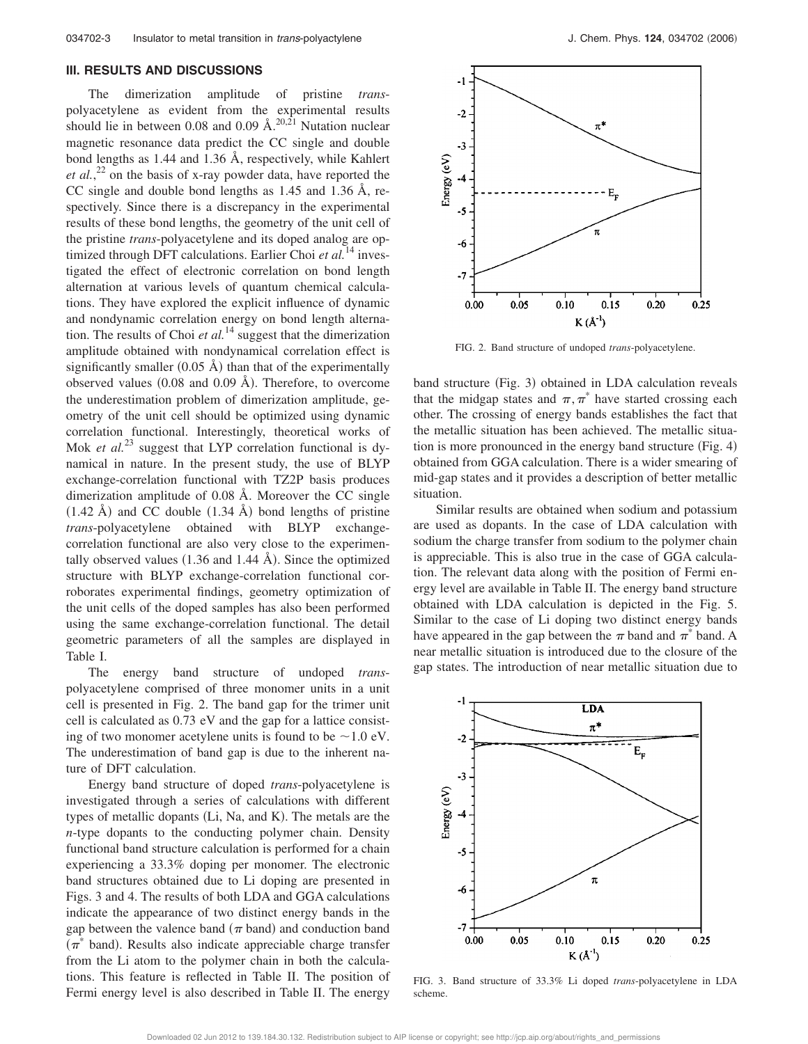## III. RESULTS AND DISCUSSIONS

The dimerization amplitude of pristine *trans*-polyacetylene as evident from the experimental results should lie in between 0.08 and 0.09 Å.[20,21] Nutation nuclear magnetic resonance data predict the CC single and double bond lengths as 1.44 and 1.36 Å, respectively, while Kahlert *et al.*,[22] on the basis of x-ray powder data, have reported the CC single and double bond lengths as 1.45 and 1.36 Å, respectively. Since there is a discrepancy in the experimental results of these bond lengths, the geometry of the unit cell of the pristine *trans*-polyacetylene and its doped analog are optimized through DFT calculations. Earlier Choi *et al.*[14] investigated the effect of electronic correlation on bond length alternation at various levels of quantum chemical calculations. They have explored the explicit influence of dynamic and nondynamic correlation energy on bond length alternation. The results of Choi *et al.*[14] suggest that the dimerization amplitude obtained with nondynamical correlation effect is significantly smaller (0.05 Å) than that of the experimentally observed values (0.08 and 0.09 Å). Therefore, to overcome the underestimation problem of dimerization amplitude, geometry of the unit cell should be optimized using dynamic correlation functional. Interestingly, theoretical works of Mok *et al.*[23] suggest that LYP correlation functional is dynamical in nature. In the present study, the use of BLYP exchange-correlation functional with TZ2P basis produces dimerization amplitude of 0.08 Å. Moreover the CC single (1.42 Å) and CC double (1.34 Å) bond lengths of pristine *trans*-polyacetylene obtained with BLYP exchange-correlation functional are also very close to the experimentally observed values (1.36 and 1.44 Å). Since the optimized structure with BLYP exchange-correlation functional corroborates experimental findings, geometry optimization of the unit cells of the doped samples has also been performed using the same exchange-correlation functional. The detail geometric parameters of all the samples are displayed in Table I.

The energy band structure of undoped *trans*-polyacetylene comprised of three monomer units in a unit cell is presented in Fig. 2. The band gap for the trimer unit cell is calculated as 0.73 eV and the gap for a lattice consisting of two monomer acetylene units is found to be ~1.0 eV. The underestimation of band gap is due to the inherent nature of DFT calculation.

Energy band structure of doped *trans*-polyacetylene is investigated through a series of calculations with different types of metallic dopants (Li, Na, and K). The metals are the *n*-type dopants to the conducting polymer chain. Density functional band structure calculation is performed for a chain experiencing a 33.3% doping per monomer. The electronic band structures obtained due to Li doping are presented in Figs. 3 and 4. The results of both LDA and GGA calculations indicate the appearance of two distinct energy bands in the gap between the valence band ($\pi$ band) and conduction band ($\pi^*$ band). Results also indicate appreciable charge transfer from the Li atom to the polymer chain in both the calculations. This feature is reflected in Table II. The position of Fermi energy level is also described in Table II. The energy

FIG. 2. Band structure of undoped *trans*-polyacetylene.

band structure (Fig. 3) obtained in LDA calculation reveals that the midgap states and $\pi, \pi^*$ have started crossing each other. The crossing of energy bands establishes the fact that the metallic situation has been achieved. The metallic situation is more pronounced in the energy band structure (Fig. 4) obtained from GGA calculation. There is a wider smearing of mid-gap states and it provides a description of better metallic situation.

Similar results are obtained when sodium and potassium are used as dopants. In the case of LDA calculation with sodium the charge transfer from sodium to the polymer chain is appreciable. This is also true in the case of GGA calculation. The relevant data along with the position of Fermi energy level are available in Table II. The energy band structure obtained with LDA calculation is depicted in the Fig. 5. Similar to the case of Li doping two distinct energy bands have appeared in the gap between the $\pi$ band and $\pi^*$ band. A near metallic situation is introduced due to the closure of the gap states. The introduction of near metallic situation due to

FIG. 3. Band structure of 33.3% Li doped *trans*-polyacetylene in LDA scheme.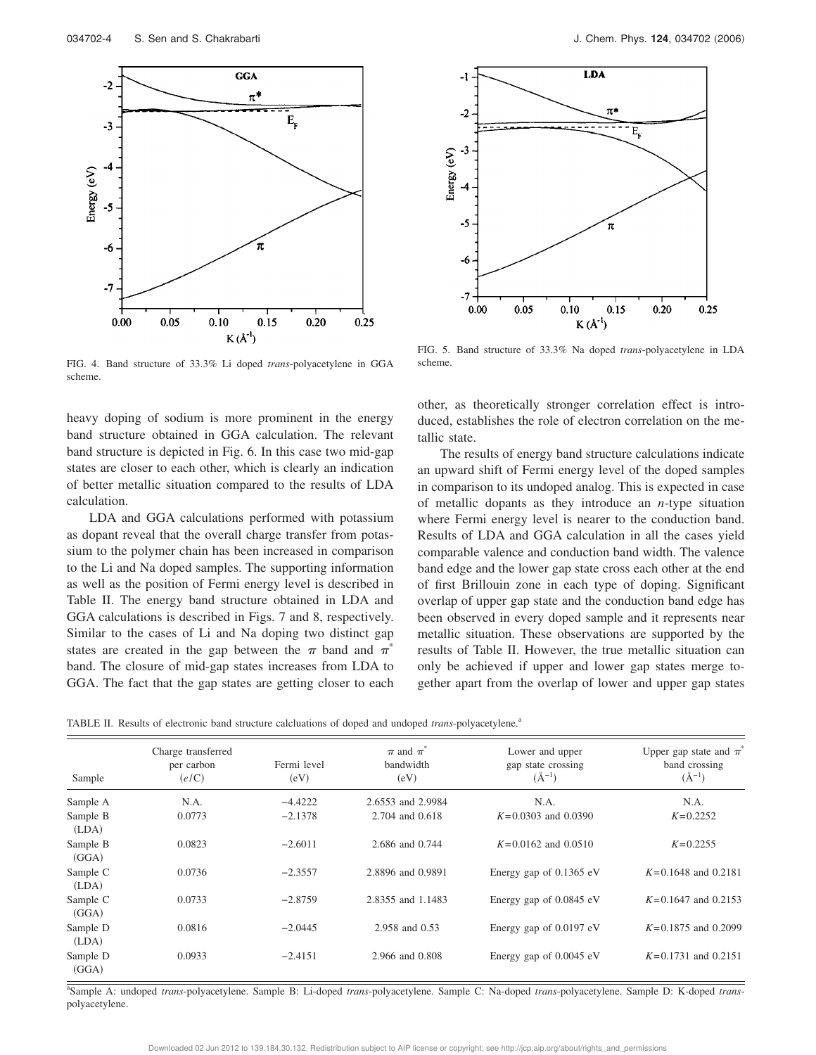FIG. 4. Band structure of 33.3% Li doped *trans*-polyacetylene in GGA scheme.

FIG. 5. Band structure of 33.3% Na doped *trans*-polyacetylene in LDA scheme.

heavy doping of sodium is more prominent in the energy band structure obtained in GGA calculation. The relevant band structure is depicted in Fig. 6. In this case two mid-gap states are closer to each other, which is clearly an indication of better metallic situation compared to the results of LDA calculation.

LDA and GGA calculations performed with potassium as dopant reveal that the overall charge transfer from potassium to the polymer chain has been increased in comparison to the Li and Na doped samples. The supporting information as well as the position of Fermi energy level is described in Table II. The energy band structure obtained in LDA and GGA calculations is described in Figs. 7 and 8, respectively. Similar to the cases of Li and Na doping two distinct gap states are created in the gap between the $\pi$ band and $\pi^*$ band. The closure of mid-gap states increases from LDA to GGA. The fact that the gap states are getting closer to each other, as theoretically stronger correlation effect is introduced, establishes the role of electron correlation on the metallic state.

The results of energy band structure calculations indicate an upward shift of Fermi energy level of the doped samples in comparison to its undoped analog. This is expected in case of metallic dopants as they introduce an *n*-type situation where Fermi energy level is nearer to the conduction band. Results of LDA and GGA calculation in all the cases yield comparable valence and conduction band width. The valence band edge and the lower gap state cross each other at the end of first Brillouin zone in each type of doping. Significant overlap of upper gap state and the conduction band edge has been observed in every doped sample and it represents near metallic situation. These observations are supported by the results of Table II. However, the true metallic situation can only be achieved if upper and lower gap states merge together apart from the overlap of lower and upper gap states

TABLE II. Results of electronic band structure calcluations of doped and undoped *trans*-polyacetylene.[a]

| Sample | Charge transferred per carbon ($e$/C) | Fermi level (eV) | $\pi$ and $\pi^*$ bandwidth (eV) | Lower and upper gap state crossing ($Å^{-1}$) | Upper gap state and $\pi^*$ band crossing ($Å^{-1}$) |
|---|---|---|---|---|---|
| Sample A | N.A. | −4.4222 | 2.6553 and 2.9984 | N.A. | N.A. |
| Sample B (LDA) | 0.0773 | −2.1378 | 2.704 and 0.618 | $K$=0.0303 and 0.0390 | $K$=0.2252 |
| Sample B (GGA) | 0.0823 | −2.6011 | 2.686 and 0.744 | $K$=0.0162 and 0.0510 | $K$=0.2255 |
| Sample C (LDA) | 0.0736 | −2.3557 | 2.8896 and 0.9891 | Energy gap of 0.1365 eV | $K$=0.1648 and 0.2181 |
| Sample C (GGA) | 0.0733 | −2.8759 | 2.8355 and 1.1483 | Energy gap of 0.0845 eV | $K$=0.1647 and 0.2153 |
| Sample D (LDA) | 0.0816 | −2.0445 | 2.958 and 0.53 | Energy gap of 0.0197 eV | $K$=0.1875 and 0.2099 |
| Sample D (GGA) | 0.0933 | −2.4151 | 2.966 and 0.808 | Energy gap of 0.0045 eV | $K$=0.1731 and 0.2151 |

[a]Sample A: undoped *trans*-polyacetylene. Sample B: Li-doped *trans*-polyacetylene. Sample C: Na-doped *trans*-polyacetylene. Sample D: K-doped *trans*-polyacetylene.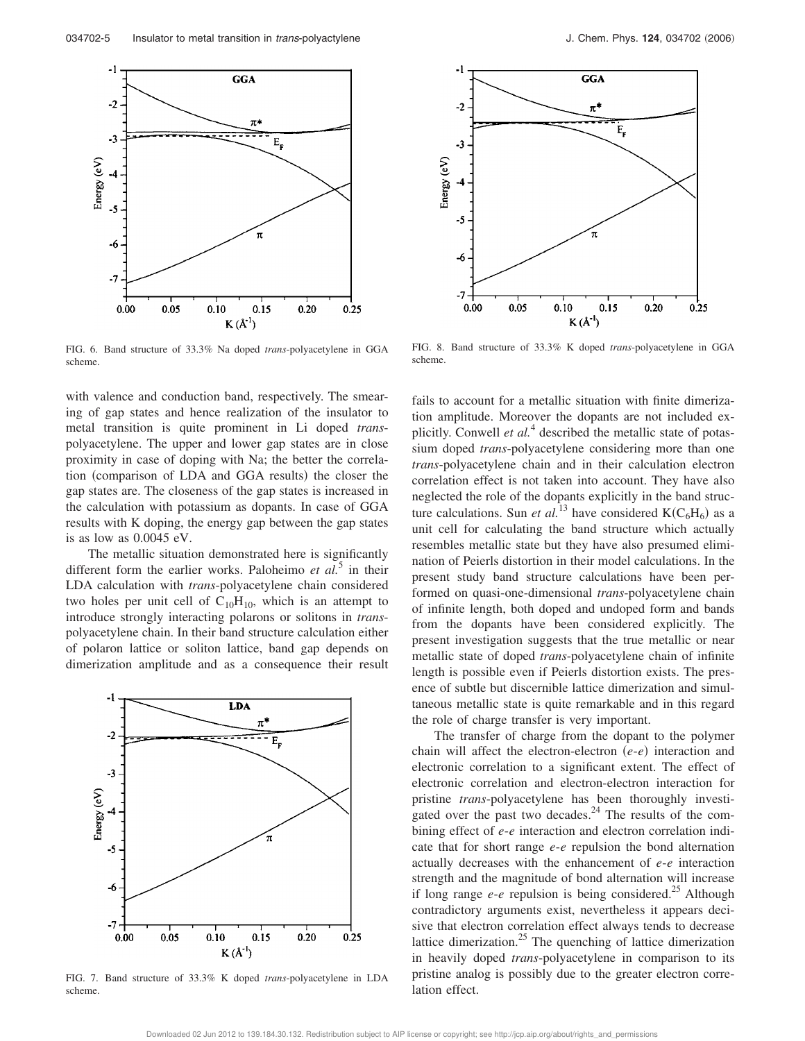FIG. 6. Band structure of 33.3% Na doped *trans*-polyacetylene in GGA scheme.

with valence and conduction band, respectively. The smearing of gap states and hence realization of the insulator to metal transition is quite prominent in Li doped *trans*-polyacetylene. The upper and lower gap states are in close proximity in case of doping with Na; the better the correlation (comparison of LDA and GGA results) the closer the gap states are. The closeness of the gap states is increased in the calculation with potassium as dopants. In case of GGA results with K doping, the energy gap between the gap states is as low as 0.0045 eV.

The metallic situation demonstrated here is significantly different form the earlier works. Paloheimo *et al.*[5] in their LDA calculation with *trans*-polyacetylene chain considered two holes per unit cell of $C_{10}H_{10}$, which is an attempt to introduce strongly interacting polarons or solitons in *trans*-polyacetylene chain. In their band structure calculation either of polaron lattice or soliton lattice, band gap depends on dimerization amplitude and as a consequence their result

FIG. 7. Band structure of 33.3% K doped *trans*-polyacetylene in LDA scheme.

FIG. 8. Band structure of 33.3% K doped *trans*-polyacetylene in GGA scheme.

fails to account for a metallic situation with finite dimerization amplitude. Moreover the dopants are not included explicitly. Conwell *et al.*[4] described the metallic state of potassium doped *trans*-polyacetylene considering more than one *trans*-polyacetylene chain and in their calculation electron correlation effect is not taken into account. They have also neglected the role of the dopants explicitly in the band structure calculations. Sun *et al.*[13] have considered $K(C_6H_6)$ as a unit cell for calculating the band structure which actually resembles metallic state but they have also presumed elimination of Peierls distortion in their model calculations. In the present study band structure calculations have been performed on quasi-one-dimensional *trans*-polyacetylene chain of infinite length, both doped and undoped form and bands from the dopants have been considered explicitly. The present investigation suggests that the true metallic or near metallic state of doped *trans*-polyacetylene chain of infinite length is possible even if Peierls distortion exists. The presence of subtle but discernible lattice dimerization and simultaneous metallic state is quite remarkable and in this regard the role of charge transfer is very important.

The transfer of charge from the dopant to the polymer chain will affect the electron-electron (*e*-*e*) interaction and electronic correlation to a significant extent. The effect of electronic correlation and electron-electron interaction for pristine *trans*-polyacetylene has been thoroughly investigated over the past two decades.[24] The results of the combining effect of *e*-*e* interaction and electron correlation indicate that for short range *e*-*e* repulsion the bond alternation actually decreases with the enhancement of *e*-*e* interaction strength and the magnitude of bond alternation will increase if long range *e*-*e* repulsion is being considered.[25] Although contradictory arguments exist, nevertheless it appears decisive that electron correlation effect always tends to decrease lattice dimerization.[25] The quenching of lattice dimerization in heavily doped *trans*-polyacetylene in comparison to its pristine analog is possibly due to the greater electron correlation effect.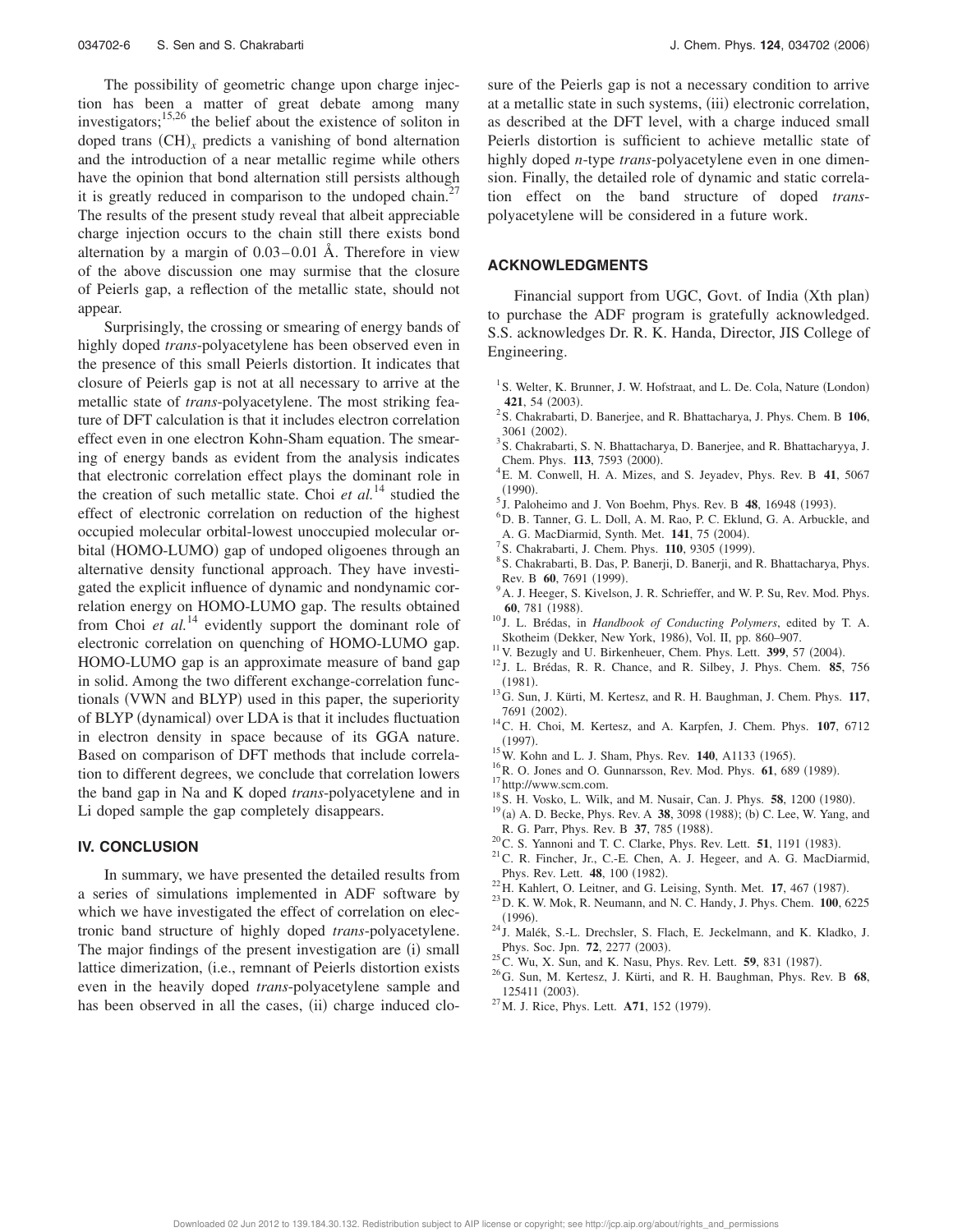The possibility of geometric change upon charge injection has been a matter of great debate among many investigators;[15,26] the belief about the existence of soliton in doped trans $(CH)_x$ predicts a vanishing of bond alternation and the introduction of a near metallic regime while others have the opinion that bond alternation still persists although it is greatly reduced in comparison to the undoped chain.[27] The results of the present study reveal that albeit appreciable charge injection occurs to the chain still there exists bond alternation by a margin of 0.03–0.01 Å. Therefore in view of the above discussion one may surmise that the closure of Peierls gap, a reflection of the metallic state, should not appear.

Surprisingly, the crossing or smearing of energy bands of highly doped *trans*-polyacetylene has been observed even in the presence of this small Peierls distortion. It indicates that closure of Peierls gap is not at all necessary to arrive at the metallic state of *trans*-polyacetylene. The most striking feature of DFT calculation is that it includes electron correlation effect even in one electron Kohn-Sham equation. The smearing of energy bands as evident from the analysis indicates that electronic correlation effect plays the dominant role in the creation of such metallic state. Choi *et al.*[14] studied the effect of electronic correlation on reduction of the highest occupied molecular orbital-lowest unoccupied molecular orbital (HOMO-LUMO) gap of undoped oligoenes through an alternative density functional approach. They have investigated the explicit influence of dynamic and nondynamic correlation energy on HOMO-LUMO gap. The results obtained from Choi *et al.*[14] evidently support the dominant role of electronic correlation on quenching of HOMO-LUMO gap. HOMO-LUMO gap is an approximate measure of band gap in solid. Among the two different exchange-correlation functionals (VWN and BLYP) used in this paper, the superiority of BLYP (dynamical) over LDA is that it includes fluctuation in electron density in space because of its GGA nature. Based on comparison of DFT methods that include correlation to different degrees, we conclude that correlation lowers the band gap in Na and K doped *trans*-polyacetylene and in Li doped sample the gap completely disappears.

## IV. CONCLUSION

In summary, we have presented the detailed results from a series of simulations implemented in ADF software by which we have investigated the effect of correlation on electronic band structure of highly doped *trans*-polyacetylene. The major findings of the present investigation are (i) small lattice dimerization, (i.e., remnant of Peierls distortion exists even in the heavily doped *trans*-polyacetylene sample and has been observed in all the cases, (ii) charge induced closure of the Peierls gap is not a necessary condition to arrive at a metallic state in such systems, (iii) electronic correlation, as described at the DFT level, with a charge induced small Peierls distortion is sufficient to achieve metallic state of highly doped *n*-type *trans*-polyacetylene even in one dimension. Finally, the detailed role of dynamic and static correlation effect on the band structure of doped *trans*-polyacetylene will be considered in a future work.

## ACKNOWLEDGMENTS

Financial support from UGC, Govt. of India (Xth plan) to purchase the ADF program is gratefully acknowledged. S.S. acknowledges Dr. R. K. Handa, Director, JIS College of Engineering.

[1] S. Welter, K. Brunner, J. W. Hofstraat, and L. De. Cola, Nature (London) **421**, 54 (2003).
[2] S. Chakrabarti, D. Banerjee, and R. Bhattacharya, J. Phys. Chem. B **106**, 3061 (2002).
[3] S. Chakrabarti, S. N. Bhattacharya, D. Banerjee, and R. Bhattacharyya, J. Chem. Phys. **113**, 7593 (2000).
[4] E. M. Conwell, H. A. Mizes, and S. Jeyadev, Phys. Rev. B **41**, 5067 (1990).
[5] J. Paloheimo and J. Von Boehm, Phys. Rev. B **48**, 16948 (1993).
[6] D. B. Tanner, G. L. Doll, A. M. Rao, P. C. Eklund, G. A. Arbuckle, and A. G. MacDiarmid, Synth. Met. **141**, 75 (2004).
[7] S. Chakrabarti, J. Chem. Phys. **110**, 9305 (1999).
[8] S. Chakrabarti, B. Das, P. Banerji, D. Banerji, and R. Bhattacharya, Phys. Rev. B **60**, 7691 (1999).
[9] A. J. Heeger, S. Kivelson, J. R. Schrieffer, and W. P. Su, Rev. Mod. Phys. **60**, 781 (1988).
[10] J. L. Brédas, in *Handbook of Conducting Polymers*, edited by T. A. Skotheim (Dekker, New York, 1986), Vol. II, pp. 860–907.
[11] V. Bezugly and U. Birkenheuer, Chem. Phys. Lett. **399**, 57 (2004).
[12] J. L. Brédas, R. R. Chance, and R. Silbey, J. Phys. Chem. **85**, 756 (1981).
[13] G. Sun, J. Kürti, M. Kertesz, and R. H. Baughman, J. Chem. Phys. **117**, 7691 (2002).
[14] C. H. Choi, M. Kertesz, and A. Karpfen, J. Chem. Phys. **107**, 6712 (1997).
[15] W. Kohn and L. J. Sham, Phys. Rev. **140**, A1133 (1965).
[16] R. O. Jones and O. Gunnarsson, Rev. Mod. Phys. **61**, 689 (1989).
[17] http://www.scm.com.
[18] S. H. Vosko, L. Wilk, and M. Nusair, Can. J. Phys. **58**, 1200 (1980).
[19] (a) A. D. Becke, Phys. Rev. A **38**, 3098 (1988); (b) C. Lee, W. Yang, and R. G. Parr, Phys. Rev. B **37**, 785 (1988).
[20] C. S. Yannoni and T. C. Clarke, Phys. Rev. Lett. **51**, 1191 (1983).
[21] C. R. Fincher, Jr., C.-E. Chen, A. J. Hegeer, and A. G. MacDiarmid, Phys. Rev. Lett. **48**, 100 (1982).
[22] H. Kahlert, O. Leitner, and G. Leising, Synth. Met. **17**, 467 (1987).
[23] D. K. W. Mok, R. Neumann, and N. C. Handy, J. Phys. Chem. **100**, 6225 (1996).
[24] J. Malék, S.-L. Drechsler, S. Flach, E. Jeckelmann, and K. Kladko, J. Phys. Soc. Jpn. **72**, 2277 (2003).
[25] C. Wu, X. Sun, and K. Nasu, Phys. Rev. Lett. **59**, 831 (1987).
[26] G. Sun, M. Kertesz, J. Kürti, and R. H. Baughman, Phys. Rev. B **68**, 125411 (2003).
[27] M. J. Rice, Phys. Lett. **A71**, 152 (1979).